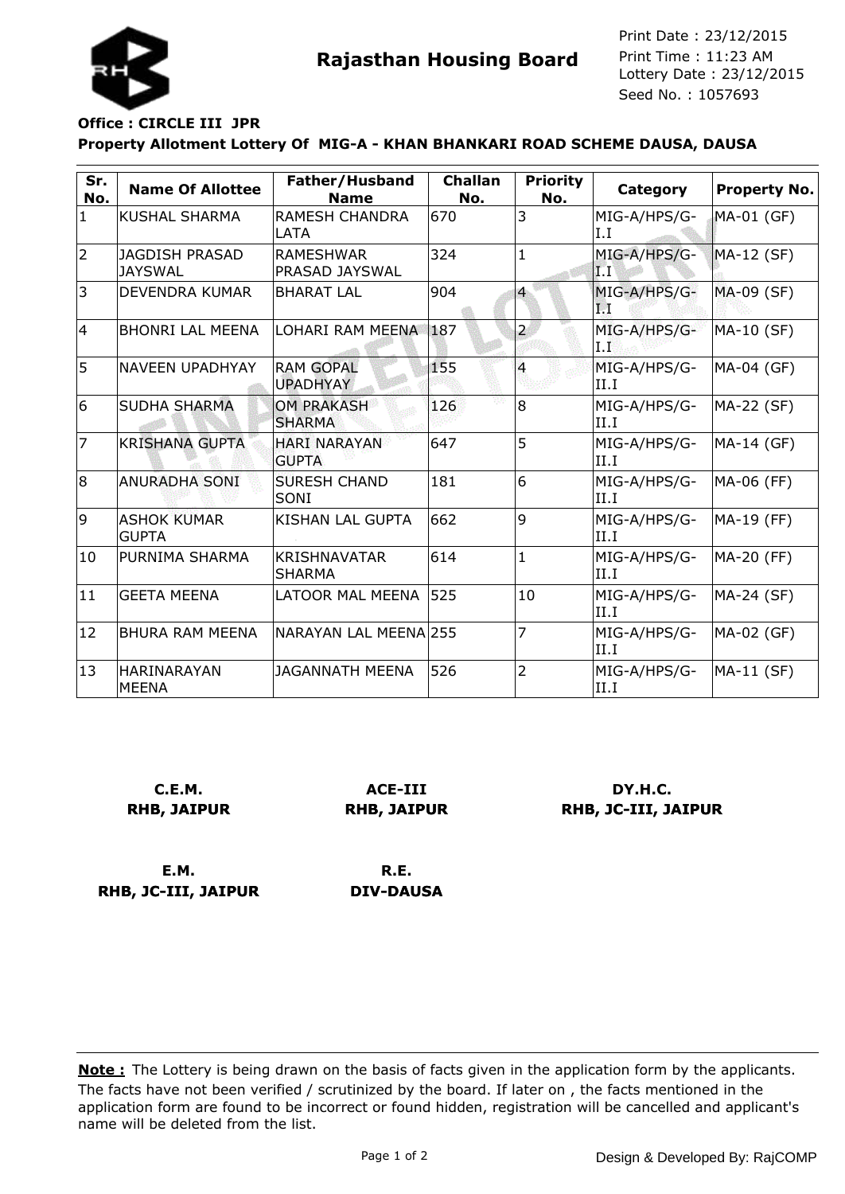**Rajasthan Housing Board**

Print Date : 23/12/2015
Print Time : 11:23 AM
Lottery Date : 23/12/2015
Seed No. : 1057693

**Office : CIRCLE III JPR**

**Property Allotment Lottery Of MIG-A - KHAN BHANKARI ROAD SCHEME DAUSA, DAUSA**

| Sr. No. | Name Of Allottee | Father/Husband Name | Challan No. | Priority No. | Category | Property No. |
|---|---|---|---|---|---|---|
| 1 | KUSHAL SHARMA | RAMESH CHANDRA LATA | 670 | 3 | MIG-A/HPS/G-I.I | MA-01 (GF) |
| 2 | JAGDISH PRASAD JAYSWAL | RAMESHWAR PRASAD JAYSWAL | 324 | 1 | MIG-A/HPS/G-I.I | MA-12 (SF) |
| 3 | DEVENDRA KUMAR | BHARAT LAL | 904 | 4 | MIG-A/HPS/G-I.I | MA-09 (SF) |
| 4 | BHONRI LAL MEENA | LOHARI RAM MEENA | 187 | 2 | MIG-A/HPS/G-I.I | MA-10 (SF) |
| 5 | NAVEEN UPADHYAY | RAM GOPAL UPADHYAY | 155 | 4 | MIG-A/HPS/G-II.I | MA-04 (GF) |
| 6 | SUDHA SHARMA | OM PRAKASH SHARMA | 126 | 8 | MIG-A/HPS/G-II.I | MA-22 (SF) |
| 7 | KRISHANA GUPTA | HARI NARAYAN GUPTA | 647 | 5 | MIG-A/HPS/G-II.I | MA-14 (GF) |
| 8 | ANURADHA SONI | SURESH CHAND SONI | 181 | 6 | MIG-A/HPS/G-II.I | MA-06 (FF) |
| 9 | ASHOK KUMAR GUPTA | KISHAN LAL GUPTA | 662 | 9 | MIG-A/HPS/G-II.I | MA-19 (FF) |
| 10 | PURNIMA SHARMA | KRISHNAVATAR SHARMA | 614 | 1 | MIG-A/HPS/G-II.I | MA-20 (FF) |
| 11 | GEETA MEENA | LATOOR MAL MEENA | 525 | 10 | MIG-A/HPS/G-II.I | MA-24 (SF) |
| 12 | BHURA RAM MEENA | NARAYAN LAL MEENA | 255 | 7 | MIG-A/HPS/G-II.I | MA-02 (GF) |
| 13 | HARINARAYAN MEENA | JAGANNATH MEENA | 526 | 2 | MIG-A/HPS/G-II.I | MA-11 (SF) |

**C.E.M.**
**RHB, JAIPUR**

**ACE-III**
**RHB, JAIPUR**

**DY.H.C.**
**RHB, JC-III, JAIPUR**

**E.M.**
**RHB, JC-III, JAIPUR**

**R.E.**
**DIV-DAUSA**

**Note :** The Lottery is being drawn on the basis of facts given in the application form by the applicants. The facts have not been verified / scrutinized by the board. If later on , the facts mentioned in the application form are found to be incorrect or found hidden, registration will be cancelled and applicant's name will be deleted from the list.

Design & Developed By: RajCOMP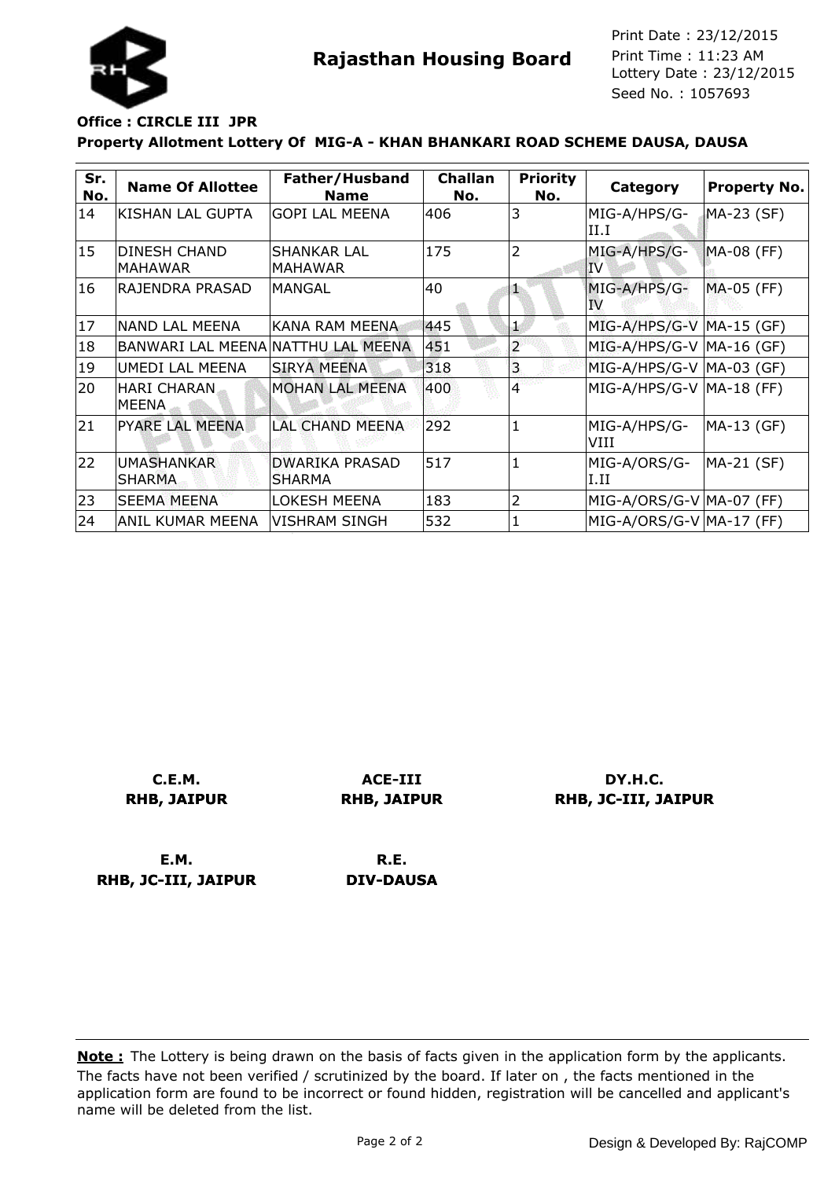# Rajasthan Housing Board

Print Date : 23/12/2015
Print Time : 11:23 AM
Lottery Date : 23/12/2015
Seed No. : 1057693

**Office : CIRCLE III JPR**

**Property Allotment Lottery Of MIG-A - KHAN BHANKARI ROAD SCHEME DAUSA, DAUSA**

| Sr. No. | Name Of Allottee | Father/Husband Name | Challan No. | Priority No. | Category | Property No. |
|---|---|---|---|---|---|---|
| 14 | KISHAN LAL GUPTA | GOPI LAL MEENA | 406 | 3 | MIG-A/HPS/G-II.I | MA-23 (SF) |
| 15 | DINESH CHAND MAHAWAR | SHANKAR LAL MAHAWAR | 175 | 2 | MIG-A/HPS/G-IV | MA-08 (FF) |
| 16 | RAJENDRA PRASAD | MANGAL | 40 | 1 | MIG-A/HPS/G-IV | MA-05 (FF) |
| 17 | NAND LAL MEENA | KANA RAM MEENA | 445 | 1 | MIG-A/HPS/G-V | MA-15 (GF) |
| 18 | BANWARI LAL MEENA | NATTHU LAL MEENA | 451 | 2 | MIG-A/HPS/G-V | MA-16 (GF) |
| 19 | UMEDI LAL MEENA | SIRYA MEENA | 318 | 3 | MIG-A/HPS/G-V | MA-03 (GF) |
| 20 | HARI CHARAN MEENA | MOHAN LAL MEENA | 400 | 4 | MIG-A/HPS/G-V | MA-18 (FF) |
| 21 | PYARE LAL MEENA | LAL CHAND MEENA | 292 | 1 | MIG-A/HPS/G-VIII | MA-13 (GF) |
| 22 | UMASHANKAR SHARMA | DWARIKA PRASAD SHARMA | 517 | 1 | MIG-A/ORS/G-I.II | MA-21 (SF) |
| 23 | SEEMA MEENA | LOKESH MEENA | 183 | 2 | MIG-A/ORS/G-V | MA-07 (FF) |
| 24 | ANIL KUMAR MEENA | VISHRAM SINGH | 532 | 1 | MIG-A/ORS/G-V | MA-17 (FF) |

**C.E.M.**
**RHB, JAIPUR**

**ACE-III**
**RHB, JAIPUR**

**DY.H.C.**
**RHB, JC-III, JAIPUR**

**E.M.**
**RHB, JC-III, JAIPUR**

**R.E.**
**DIV-DAUSA**

**Note :** The Lottery is being drawn on the basis of facts given in the application form by the applicants. The facts have not been verified / scrutinized by the board. If later on , the facts mentioned in the application form are found to be incorrect or found hidden, registration will be cancelled and applicant's name will be deleted from the list.

Design & Developed By: RajCOMP